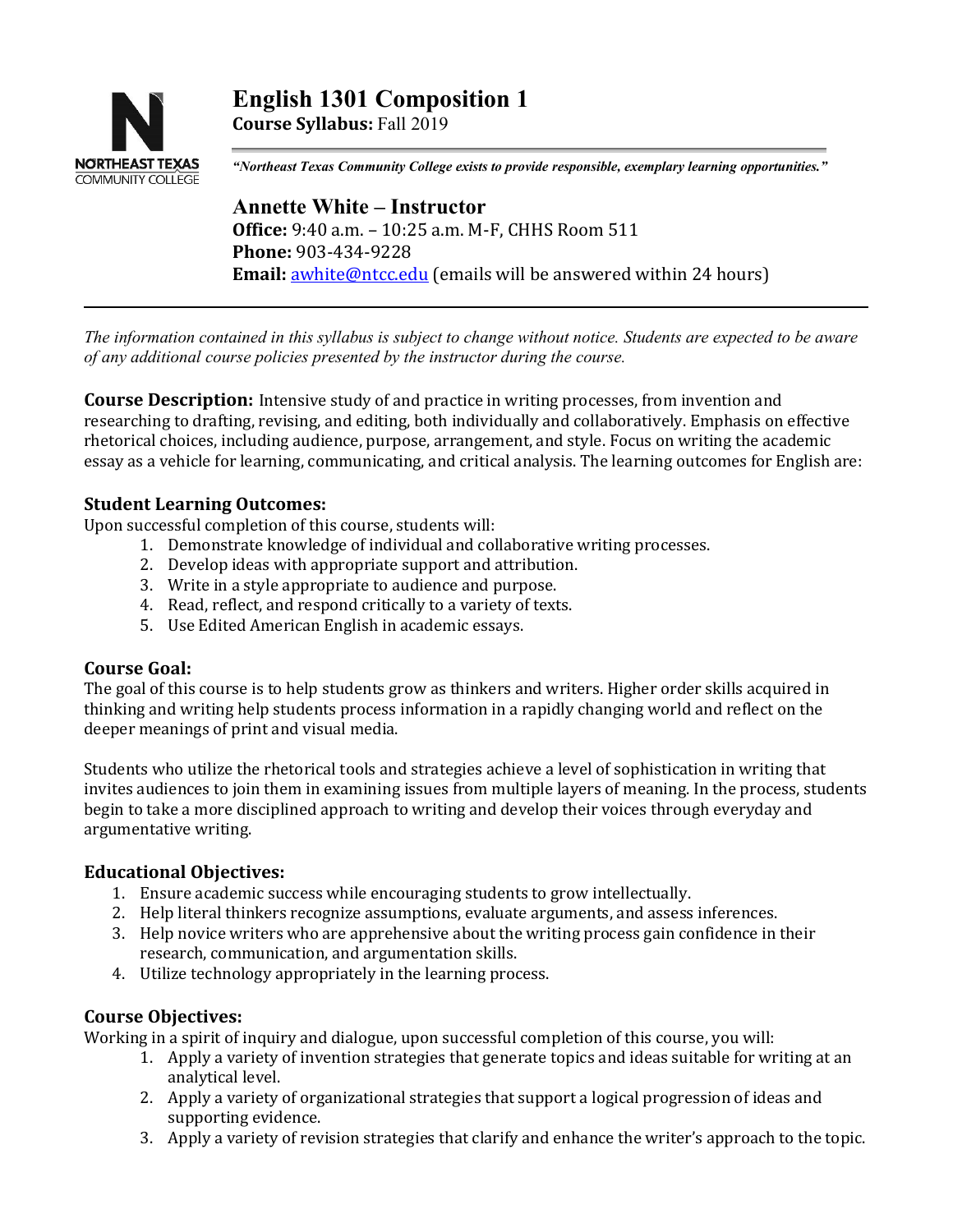# English 1301 Composition 1

**Course Syllabus:** Fall 2019

*"Northeast Texas Community College exists to provide responsible, exemplary learning opportunities."*

## Annette White – Instructor

**Office:** 9:40 a.m. – 10:25 a.m. M-F, CHHS Room 511
**Phone:** 903-434-9228
**Email:** awhite@ntcc.edu (emails will be answered within 24 hours)

---

*The information contained in this syllabus is subject to change without notice. Students are expected to be aware of any additional course policies presented by the instructor during the course.*

**Course Description:** Intensive study of and practice in writing processes, from invention and researching to drafting, revising, and editing, both individually and collaboratively. Emphasis on effective rhetorical choices, including audience, purpose, arrangement, and style. Focus on writing the academic essay as a vehicle for learning, communicating, and critical analysis. The learning outcomes for English are:

### Student Learning Outcomes:

Upon successful completion of this course, students will:

1. Demonstrate knowledge of individual and collaborative writing processes.
2. Develop ideas with appropriate support and attribution.
3. Write in a style appropriate to audience and purpose.
4. Read, reflect, and respond critically to a variety of texts.
5. Use Edited American English in academic essays.

### Course Goal:

The goal of this course is to help students grow as thinkers and writers. Higher order skills acquired in thinking and writing help students process information in a rapidly changing world and reflect on the deeper meanings of print and visual media.

Students who utilize the rhetorical tools and strategies achieve a level of sophistication in writing that invites audiences to join them in examining issues from multiple layers of meaning. In the process, students begin to take a more disciplined approach to writing and develop their voices through everyday and argumentative writing.

### Educational Objectives:

1. Ensure academic success while encouraging students to grow intellectually.
2. Help literal thinkers recognize assumptions, evaluate arguments, and assess inferences.
3. Help novice writers who are apprehensive about the writing process gain confidence in their research, communication, and argumentation skills.
4. Utilize technology appropriately in the learning process.

### Course Objectives:

Working in a spirit of inquiry and dialogue, upon successful completion of this course, you will:

1. Apply a variety of invention strategies that generate topics and ideas suitable for writing at an analytical level.
2. Apply a variety of organizational strategies that support a logical progression of ideas and supporting evidence.
3. Apply a variety of revision strategies that clarify and enhance the writer's approach to the topic.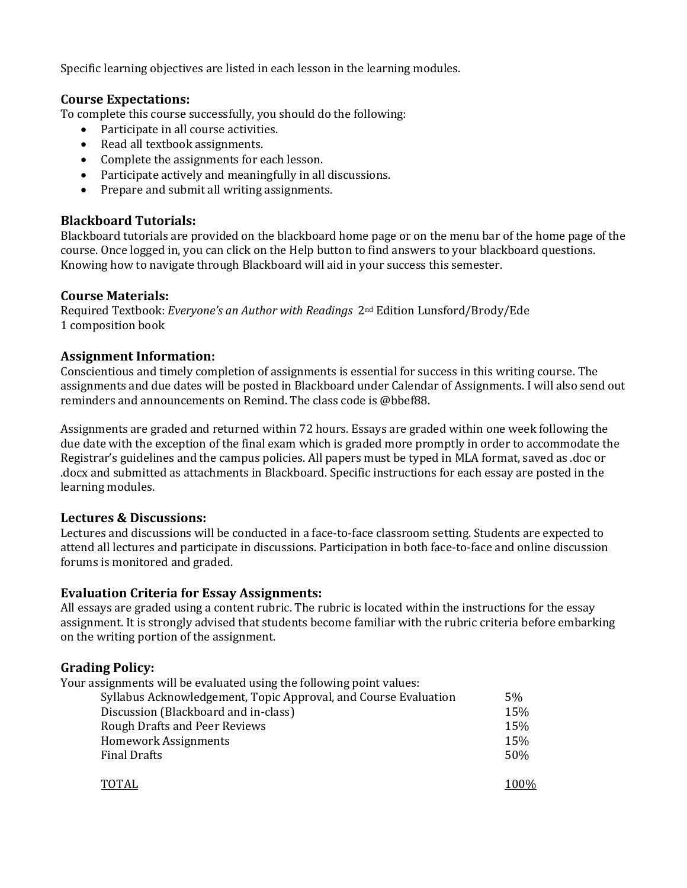Specific learning objectives are listed in each lesson in the learning modules.

### Course Expectations:

To complete this course successfully, you should do the following:

- Participate in all course activities.
- Read all textbook assignments.
- Complete the assignments for each lesson.
- Participate actively and meaningfully in all discussions.
- Prepare and submit all writing assignments.

### Blackboard Tutorials:

Blackboard tutorials are provided on the blackboard home page or on the menu bar of the home page of the course. Once logged in, you can click on the Help button to find answers to your blackboard questions. Knowing how to navigate through Blackboard will aid in your success this semester.

### Course Materials:

Required Textbook: *Everyone's an Author with Readings* 2nd Edition Lunsford/Brody/Ede
1 composition book

### Assignment Information:

Conscientious and timely completion of assignments is essential for success in this writing course. The assignments and due dates will be posted in Blackboard under Calendar of Assignments. I will also send out reminders and announcements on Remind. The class code is @bbef88.

Assignments are graded and returned within 72 hours. Essays are graded within one week following the due date with the exception of the final exam which is graded more promptly in order to accommodate the Registrar's guidelines and the campus policies. All papers must be typed in MLA format, saved as .doc or .docx and submitted as attachments in Blackboard. Specific instructions for each essay are posted in the learning modules.

### Lectures & Discussions:

Lectures and discussions will be conducted in a face-to-face classroom setting. Students are expected to attend all lectures and participate in discussions. Participation in both face-to-face and online discussion forums is monitored and graded.

### Evaluation Criteria for Essay Assignments:

All essays are graded using a content rubric. The rubric is located within the instructions for the essay assignment. It is strongly advised that students become familiar with the rubric criteria before embarking on the writing portion of the assignment.

### Grading Policy:

Your assignments will be evaluated using the following point values:

| Assignment | Weight |
|---|---|
| Syllabus Acknowledgement, Topic Approval, and Course Evaluation | 5% |
| Discussion (Blackboard and in-class) | 15% |
| Rough Drafts and Peer Reviews | 15% |
| Homework Assignments | 15% |
| Final Drafts | 50% |
| TOTAL | 100% |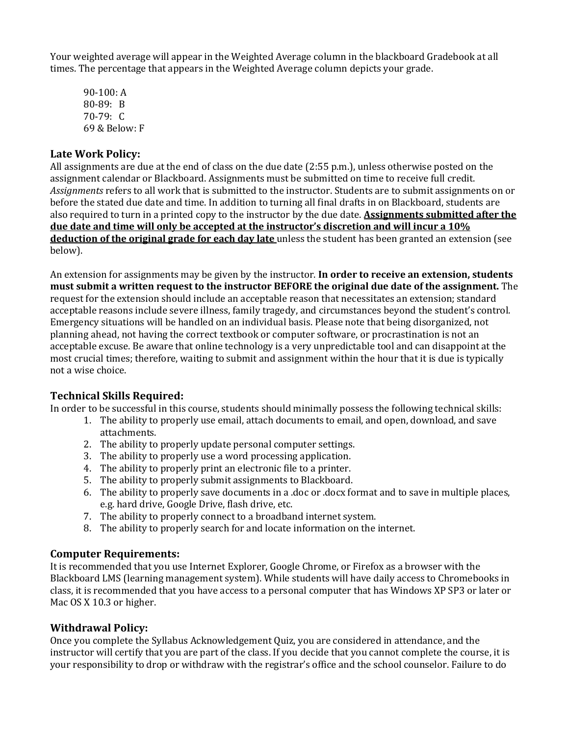Your weighted average will appear in the Weighted Average column in the blackboard Gradebook at all times. The percentage that appears in the Weighted Average column depicts your grade.

90-100: A
80-89: B
70-79: C
69 & Below: F

## Late Work Policy:

All assignments are due at the end of class on the due date (2:55 p.m.), unless otherwise posted on the assignment calendar or Blackboard. Assignments must be submitted on time to receive full credit. *Assignments* refers to all work that is submitted to the instructor. Students are to submit assignments on or before the stated due date and time. In addition to turning all final drafts in on Blackboard, students are also required to turn in a printed copy to the instructor by the due date. **<u>Assignments submitted after the due date and time will only be accepted at the instructor's discretion and will incur a 10% deduction of the original grade for each day late</u>** unless the student has been granted an extension (see below).

An extension for assignments may be given by the instructor. **In order to receive an extension, students must submit a written request to the instructor BEFORE the original due date of the assignment.** The request for the extension should include an acceptable reason that necessitates an extension; standard acceptable reasons include severe illness, family tragedy, and circumstances beyond the student's control. Emergency situations will be handled on an individual basis. Please note that being disorganized, not planning ahead, not having the correct textbook or computer software, or procrastination is not an acceptable excuse. Be aware that online technology is a very unpredictable tool and can disappoint at the most crucial times; therefore, waiting to submit and assignment within the hour that it is due is typically not a wise choice.

## Technical Skills Required:

In order to be successful in this course, students should minimally possess the following technical skills:

1. The ability to properly use email, attach documents to email, and open, download, and save attachments.
2. The ability to properly update personal computer settings.
3. The ability to properly use a word processing application.
4. The ability to properly print an electronic file to a printer.
5. The ability to properly submit assignments to Blackboard.
6. The ability to properly save documents in a .doc or .docx format and to save in multiple places, e.g. hard drive, Google Drive, flash drive, etc.
7. The ability to properly connect to a broadband internet system.
8. The ability to properly search for and locate information on the internet.

## Computer Requirements:

It is recommended that you use Internet Explorer, Google Chrome, or Firefox as a browser with the Blackboard LMS (learning management system). While students will have daily access to Chromebooks in class, it is recommended that you have access to a personal computer that has Windows XP SP3 or later or Mac OS X 10.3 or higher.

## Withdrawal Policy:

Once you complete the Syllabus Acknowledgement Quiz, you are considered in attendance, and the instructor will certify that you are part of the class. If you decide that you cannot complete the course, it is your responsibility to drop or withdraw with the registrar's office and the school counselor. Failure to do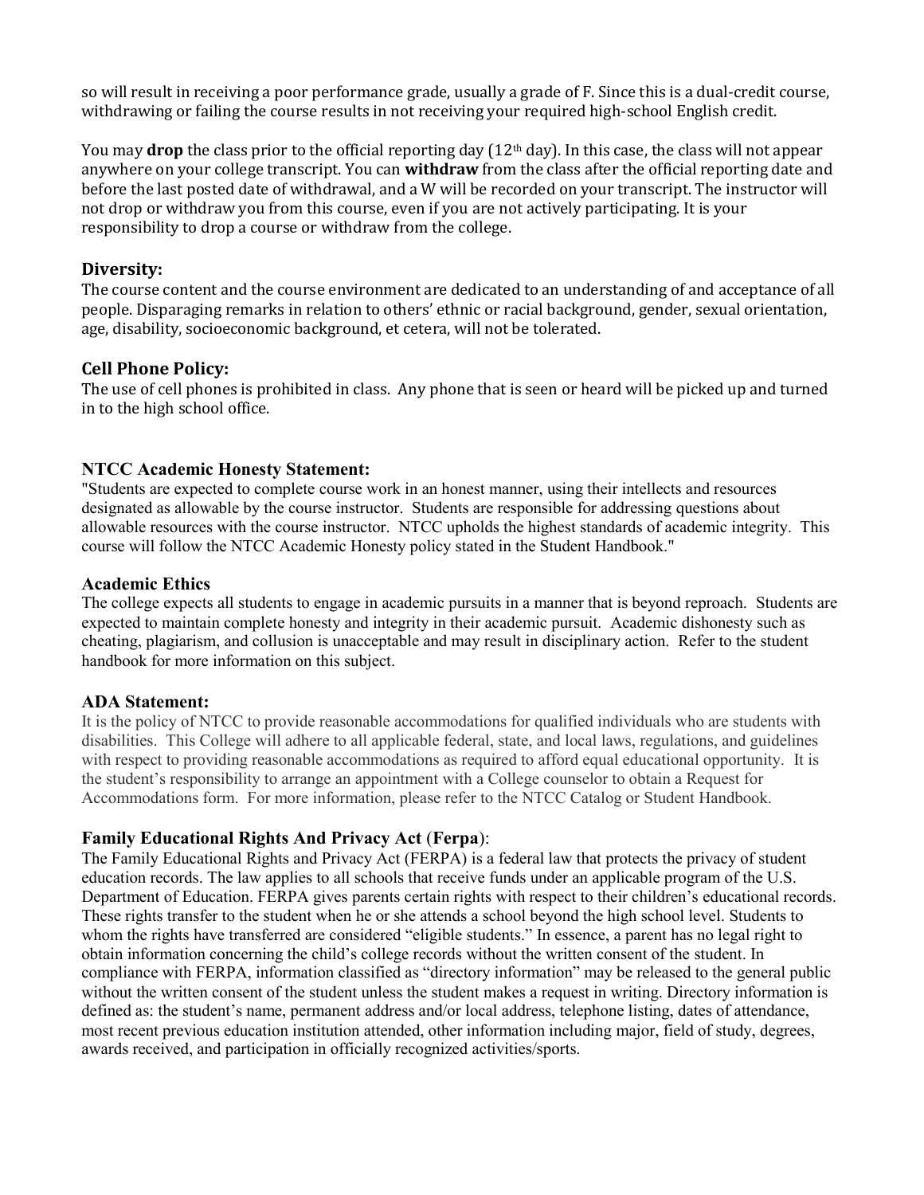so will result in receiving a poor performance grade, usually a grade of F. Since this is a dual-credit course, withdrawing or failing the course results in not receiving your required high-school English credit.

You may **drop** the class prior to the official reporting day (12th day). In this case, the class will not appear anywhere on your college transcript. You can **withdraw** from the class after the official reporting date and before the last posted date of withdrawal, and a W will be recorded on your transcript. The instructor will not drop or withdraw you from this course, even if you are not actively participating. It is your responsibility to drop a course or withdraw from the college.

## Diversity:

The course content and the course environment are dedicated to an understanding of and acceptance of all people. Disparaging remarks in relation to others' ethnic or racial background, gender, sexual orientation, age, disability, socioeconomic background, et cetera, will not be tolerated.

## Cell Phone Policy:

The use of cell phones is prohibited in class. Any phone that is seen or heard will be picked up and turned in to the high school office.

## NTCC Academic Honesty Statement:

"Students are expected to complete course work in an honest manner, using their intellects and resources designated as allowable by the course instructor. Students are responsible for addressing questions about allowable resources with the course instructor. NTCC upholds the highest standards of academic integrity. This course will follow the NTCC Academic Honesty policy stated in the Student Handbook."

## Academic Ethics

The college expects all students to engage in academic pursuits in a manner that is beyond reproach. Students are expected to maintain complete honesty and integrity in their academic pursuit. Academic dishonesty such as cheating, plagiarism, and collusion is unacceptable and may result in disciplinary action. Refer to the student handbook for more information on this subject.

## ADA Statement:

It is the policy of NTCC to provide reasonable accommodations for qualified individuals who are students with disabilities. This College will adhere to all applicable federal, state, and local laws, regulations, and guidelines with respect to providing reasonable accommodations as required to afford equal educational opportunity. It is the student's responsibility to arrange an appointment with a College counselor to obtain a Request for Accommodations form. For more information, please refer to the NTCC Catalog or Student Handbook.

## Family Educational Rights And Privacy Act (Ferpa):

The Family Educational Rights and Privacy Act (FERPA) is a federal law that protects the privacy of student education records. The law applies to all schools that receive funds under an applicable program of the U.S. Department of Education. FERPA gives parents certain rights with respect to their children's educational records. These rights transfer to the student when he or she attends a school beyond the high school level. Students to whom the rights have transferred are considered "eligible students." In essence, a parent has no legal right to obtain information concerning the child's college records without the written consent of the student. In compliance with FERPA, information classified as "directory information" may be released to the general public without the written consent of the student unless the student makes a request in writing. Directory information is defined as: the student's name, permanent address and/or local address, telephone listing, dates of attendance, most recent previous education institution attended, other information including major, field of study, degrees, awards received, and participation in officially recognized activities/sports.